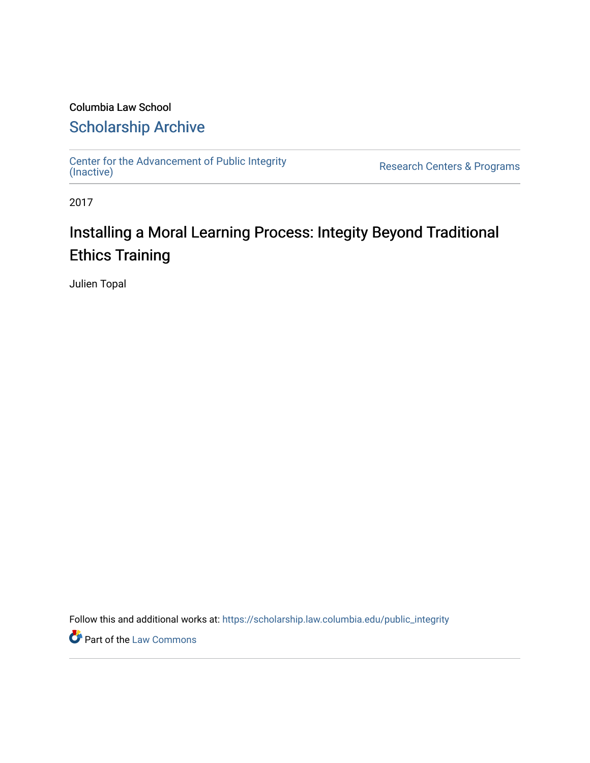Columbia Law School

## Scholarship Archive

Center for the Advancement of Public Integrity (Inactive)

Research Centers & Programs

2017

# Installing a Moral Learning Process: Integity Beyond Traditional Ethics Training

Julien Topal

Follow this and additional works at: https://scholarship.law.columbia.edu/public_integrity

Part of the Law Commons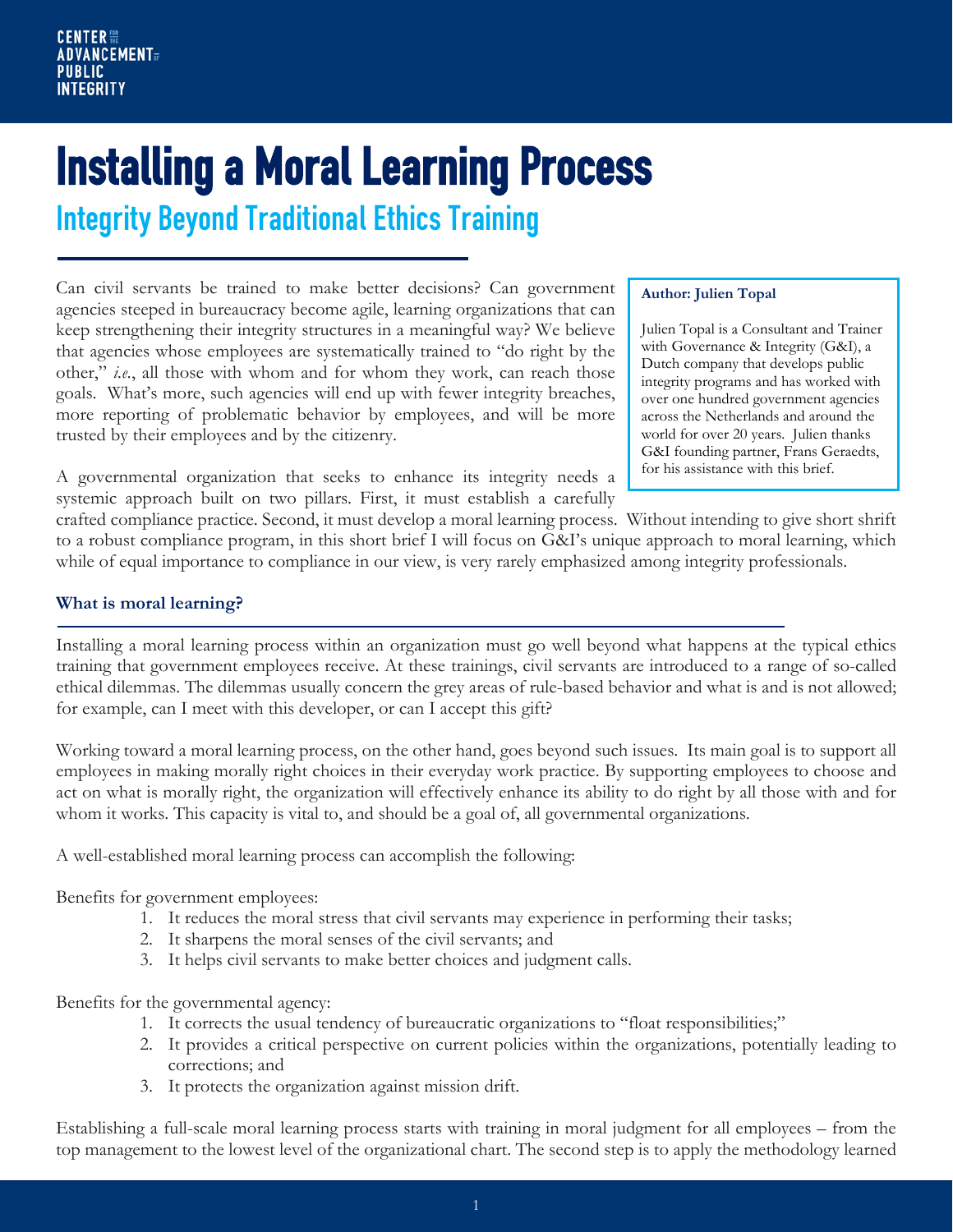CENTER FOR THE ADVANCEMENT OF PUBLIC INTEGRITY

# Installing a Moral Learning Process

## Integrity Beyond Traditional Ethics Training

Can civil servants be trained to make better decisions? Can government agencies steeped in bureaucracy become agile, learning organizations that can keep strengthening their integrity structures in a meaningful way? We believe that agencies whose employees are systematically trained to "do right by the other," *i.e.*, all those with whom and for whom they work, can reach those goals. What's more, such agencies will end up with fewer integrity breaches, more reporting of problematic behavior by employees, and will be more trusted by their employees and by the citizenry.

**Author: Julien Topal**

Julien Topal is a Consultant and Trainer with Governance & Integrity (G&I), a Dutch company that develops public integrity programs and has worked with over one hundred government agencies across the Netherlands and around the world for over 20 years. Julien thanks G&I founding partner, Frans Geraedts, for his assistance with this brief.

A governmental organization that seeks to enhance its integrity needs a systemic approach built on two pillars. First, it must establish a carefully crafted compliance practice. Second, it must develop a moral learning process. Without intending to give short shrift to a robust compliance program, in this short brief I will focus on G&I's unique approach to moral learning, which while of equal importance to compliance in our view, is very rarely emphasized among integrity professionals.

### What is moral learning?

Installing a moral learning process within an organization must go well beyond what happens at the typical ethics training that government employees receive. At these trainings, civil servants are introduced to a range of so-called ethical dilemmas. The dilemmas usually concern the grey areas of rule-based behavior and what is and is not allowed; for example, can I meet with this developer, or can I accept this gift?

Working toward a moral learning process, on the other hand, goes beyond such issues. Its main goal is to support all employees in making morally right choices in their everyday work practice. By supporting employees to choose and act on what is morally right, the organization will effectively enhance its ability to do right by all those with and for whom it works. This capacity is vital to, and should be a goal of, all governmental organizations.

A well-established moral learning process can accomplish the following:

Benefits for government employees:

1. It reduces the moral stress that civil servants may experience in performing their tasks;
2. It sharpens the moral senses of the civil servants; and
3. It helps civil servants to make better choices and judgment calls.

Benefits for the governmental agency:

1. It corrects the usual tendency of bureaucratic organizations to "float responsibilities;"
2. It provides a critical perspective on current policies within the organizations, potentially leading to corrections; and
3. It protects the organization against mission drift.

Establishing a full-scale moral learning process starts with training in moral judgment for all employees – from the top management to the lowest level of the organizational chart. The second step is to apply the methodology learned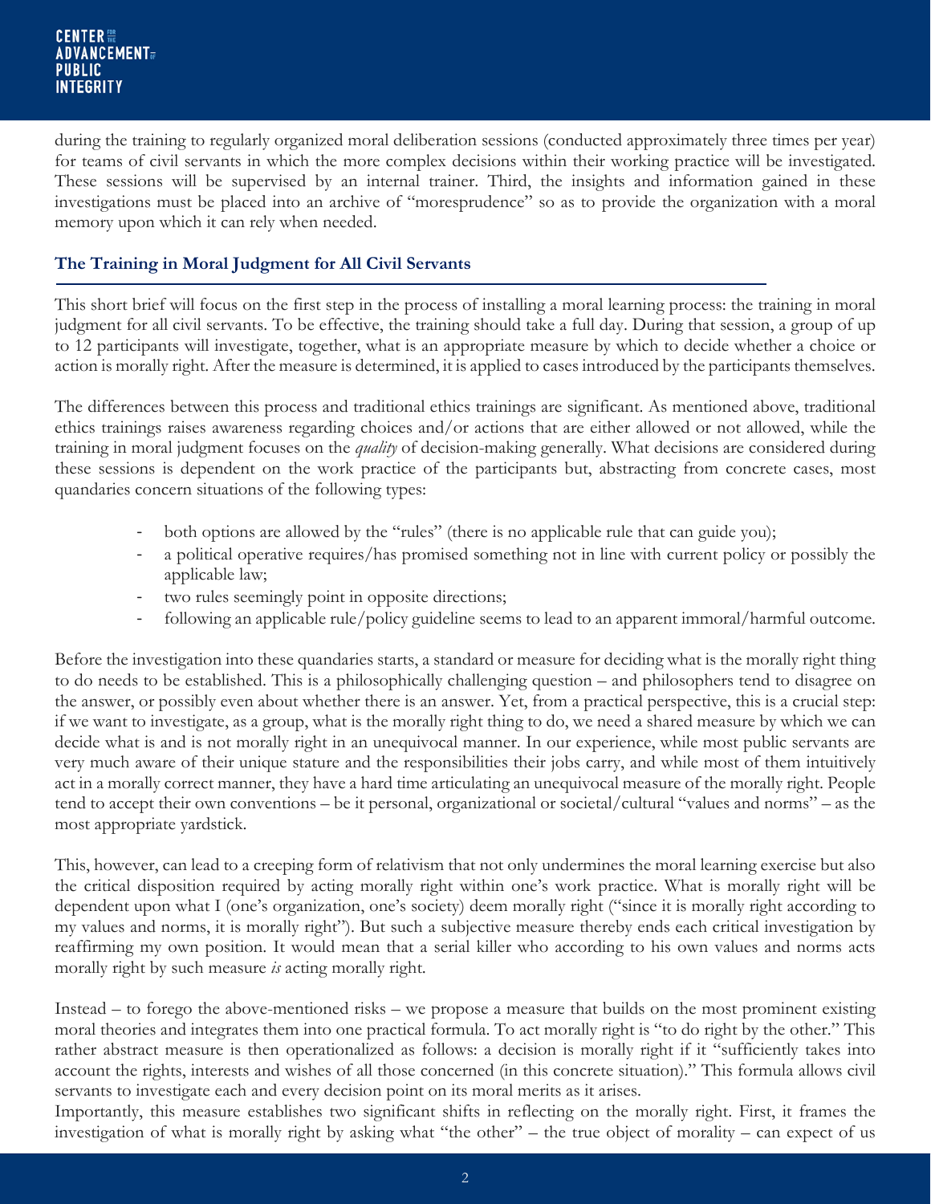during the training to regularly organized moral deliberation sessions (conducted approximately three times per year) for teams of civil servants in which the more complex decisions within their working practice will be investigated. These sessions will be supervised by an internal trainer. Third, the insights and information gained in these investigations must be placed into an archive of "moresprudence" so as to provide the organization with a moral memory upon which it can rely when needed.

## The Training in Moral Judgment for All Civil Servants

This short brief will focus on the first step in the process of installing a moral learning process: the training in moral judgment for all civil servants. To be effective, the training should take a full day. During that session, a group of up to 12 participants will investigate, together, what is an appropriate measure by which to decide whether a choice or action is morally right. After the measure is determined, it is applied to cases introduced by the participants themselves.

The differences between this process and traditional ethics trainings are significant. As mentioned above, traditional ethics trainings raises awareness regarding choices and/or actions that are either allowed or not allowed, while the training in moral judgment focuses on the *quality* of decision-making generally. What decisions are considered during these sessions is dependent on the work practice of the participants but, abstracting from concrete cases, most quandaries concern situations of the following types:

- both options are allowed by the "rules" (there is no applicable rule that can guide you);
- a political operative requires/has promised something not in line with current policy or possibly the applicable law;
- two rules seemingly point in opposite directions;
- following an applicable rule/policy guideline seems to lead to an apparent immoral/harmful outcome.

Before the investigation into these quandaries starts, a standard or measure for deciding what is the morally right thing to do needs to be established. This is a philosophically challenging question – and philosophers tend to disagree on the answer, or possibly even about whether there is an answer. Yet, from a practical perspective, this is a crucial step: if we want to investigate, as a group, what is the morally right thing to do, we need a shared measure by which we can decide what is and is not morally right in an unequivocal manner. In our experience, while most public servants are very much aware of their unique stature and the responsibilities their jobs carry, and while most of them intuitively act in a morally correct manner, they have a hard time articulating an unequivocal measure of the morally right. People tend to accept their own conventions – be it personal, organizational or societal/cultural "values and norms" – as the most appropriate yardstick.

This, however, can lead to a creeping form of relativism that not only undermines the moral learning exercise but also the critical disposition required by acting morally right within one's work practice. What is morally right will be dependent upon what I (one's organization, one's society) deem morally right ("since it is morally right according to my values and norms, it is morally right"). But such a subjective measure thereby ends each critical investigation by reaffirming my own position. It would mean that a serial killer who according to his own values and norms acts morally right by such measure *is* acting morally right.

Instead – to forego the above-mentioned risks – we propose a measure that builds on the most prominent existing moral theories and integrates them into one practical formula. To act morally right is "to do right by the other." This rather abstract measure is then operationalized as follows: a decision is morally right if it "sufficiently takes into account the rights, interests and wishes of all those concerned (in this concrete situation)." This formula allows civil servants to investigate each and every decision point on its moral merits as it arises.

Importantly, this measure establishes two significant shifts in reflecting on the morally right. First, it frames the investigation of what is morally right by asking what "the other" – the true object of morality – can expect of us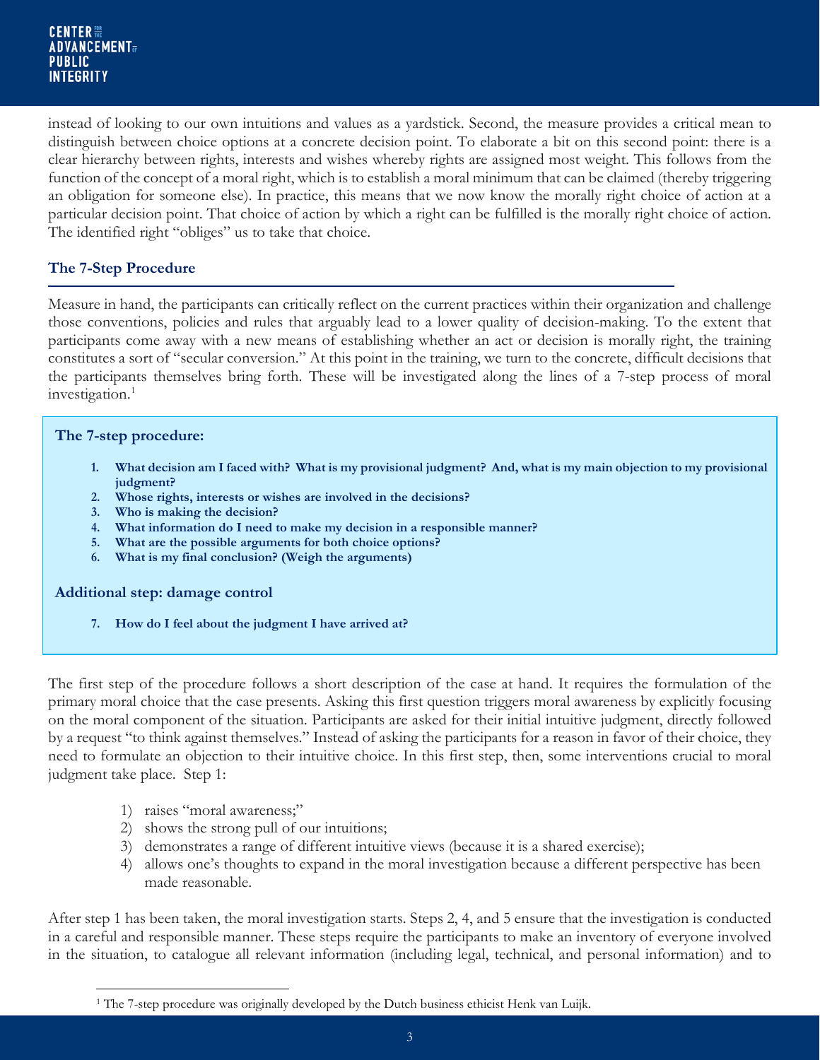instead of looking to our own intuitions and values as a yardstick. Second, the measure provides a critical mean to distinguish between choice options at a concrete decision point. To elaborate a bit on this second point: there is a clear hierarchy between rights, interests and wishes whereby rights are assigned most weight. This follows from the function of the concept of a moral right, which is to establish a moral minimum that can be claimed (thereby triggering an obligation for someone else). In practice, this means that we now know the morally right choice of action at a particular decision point. That choice of action by which a right can be fulfilled is the morally right choice of action. The identified right "obliges" us to take that choice.

## The 7-Step Procedure

Measure in hand, the participants can critically reflect on the current practices within their organization and challenge those conventions, policies and rules that arguably lead to a lower quality of decision-making. To the extent that participants come away with a new means of establishing whether an act or decision is morally right, the training constitutes a sort of "secular conversion." At this point in the training, we turn to the concrete, difficult decisions that the participants themselves bring forth. These will be investigated along the lines of a 7-step process of moral investigation.[1]

### The 7-step procedure:

1. **What decision am I faced with? What is my provisional judgment? And, what is my main objection to my provisional judgment?**
2. **Whose rights, interests or wishes are involved in the decisions?**
3. **Who is making the decision?**
4. **What information do I need to make my decision in a responsible manner?**
5. **What are the possible arguments for both choice options?**
6. **What is my final conclusion? (Weigh the arguments)**

### Additional step: damage control

7. **How do I feel about the judgment I have arrived at?**

The first step of the procedure follows a short description of the case at hand. It requires the formulation of the primary moral choice that the case presents. Asking this first question triggers moral awareness by explicitly focusing on the moral component of the situation. Participants are asked for their initial intuitive judgment, directly followed by a request "to think against themselves." Instead of asking the participants for a reason in favor of their choice, they need to formulate an objection to their intuitive choice. In this first step, then, some interventions crucial to moral judgment take place. Step 1:

1) raises "moral awareness;"
2) shows the strong pull of our intuitions;
3) demonstrates a range of different intuitive views (because it is a shared exercise);
4) allows one's thoughts to expand in the moral investigation because a different perspective has been made reasonable.

After step 1 has been taken, the moral investigation starts. Steps 2, 4, and 5 ensure that the investigation is conducted in a careful and responsible manner. These steps require the participants to make an inventory of everyone involved in the situation, to catalogue all relevant information (including legal, technical, and personal information) and to

[1] The 7-step procedure was originally developed by the Dutch business ethicist Henk van Luijk.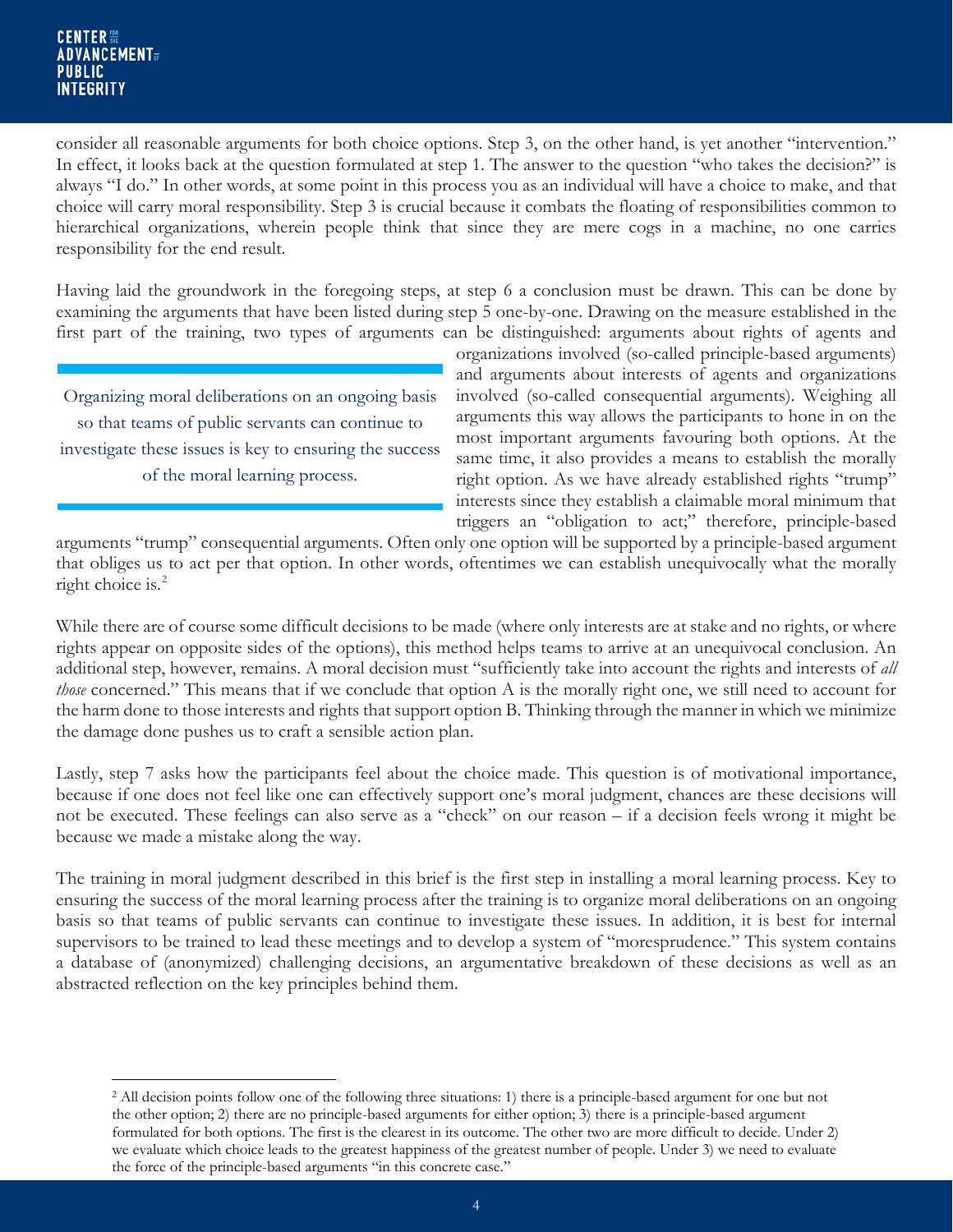consider all reasonable arguments for both choice options. Step 3, on the other hand, is yet another "intervention." In effect, it looks back at the question formulated at step 1. The answer to the question "who takes the decision?" is always "I do." In other words, at some point in this process you as an individual will have a choice to make, and that choice will carry moral responsibility. Step 3 is crucial because it combats the floating of responsibilities common to hierarchical organizations, wherein people think that since they are mere cogs in a machine, no one carries responsibility for the end result.

Having laid the groundwork in the foregoing steps, at step 6 a conclusion must be drawn. This can be done by examining the arguments that have been listed during step 5 one-by-one. Drawing on the measure established in the first part of the training, two types of arguments can be distinguished: arguments about rights of agents and organizations involved (so-called principle-based arguments) and arguments about interests of agents and organizations involved (so-called consequential arguments). Weighing all arguments this way allows the participants to hone in on the most important arguments favouring both options. At the same time, it also provides a means to establish the morally right option. As we have already established rights "trump" interests since they establish a claimable moral minimum that triggers an "obligation to act;" therefore, principle-based arguments "trump" consequential arguments. Often only one option will be supported by a principle-based argument that obliges us to act per that option. In other words, oftentimes we can establish unequivocally what the morally right choice is.[2]

> Organizing moral deliberations on an ongoing basis so that teams of public servants can continue to investigate these issues is key to ensuring the success of the moral learning process.

While there are of course some difficult decisions to be made (where only interests are at stake and no rights, or where rights appear on opposite sides of the options), this method helps teams to arrive at an unequivocal conclusion. An additional step, however, remains. A moral decision must "sufficiently take into account the rights and interests of *all those* concerned." This means that if we conclude that option A is the morally right one, we still need to account for the harm done to those interests and rights that support option B. Thinking through the manner in which we minimize the damage done pushes us to craft a sensible action plan.

Lastly, step 7 asks how the participants feel about the choice made. This question is of motivational importance, because if one does not feel like one can effectively support one's moral judgment, chances are these decisions will not be executed. These feelings can also serve as a "check" on our reason – if a decision feels wrong it might be because we made a mistake along the way.

The training in moral judgment described in this brief is the first step in installing a moral learning process. Key to ensuring the success of the moral learning process after the training is to organize moral deliberations on an ongoing basis so that teams of public servants can continue to investigate these issues. In addition, it is best for internal supervisors to be trained to lead these meetings and to develop a system of "moresprudence." This system contains a database of (anonymized) challenging decisions, an argumentative breakdown of these decisions as well as an abstracted reflection on the key principles behind them.

---

[2] All decision points follow one of the following three situations: 1) there is a principle-based argument for one but not the other option; 2) there are no principle-based arguments for either option; 3) there is a principle-based argument formulated for both options. The first is the clearest in its outcome. The other two are more difficult to decide. Under 2) we evaluate which choice leads to the greatest happiness of the greatest number of people. Under 3) we need to evaluate the force of the principle-based arguments "in this concrete case."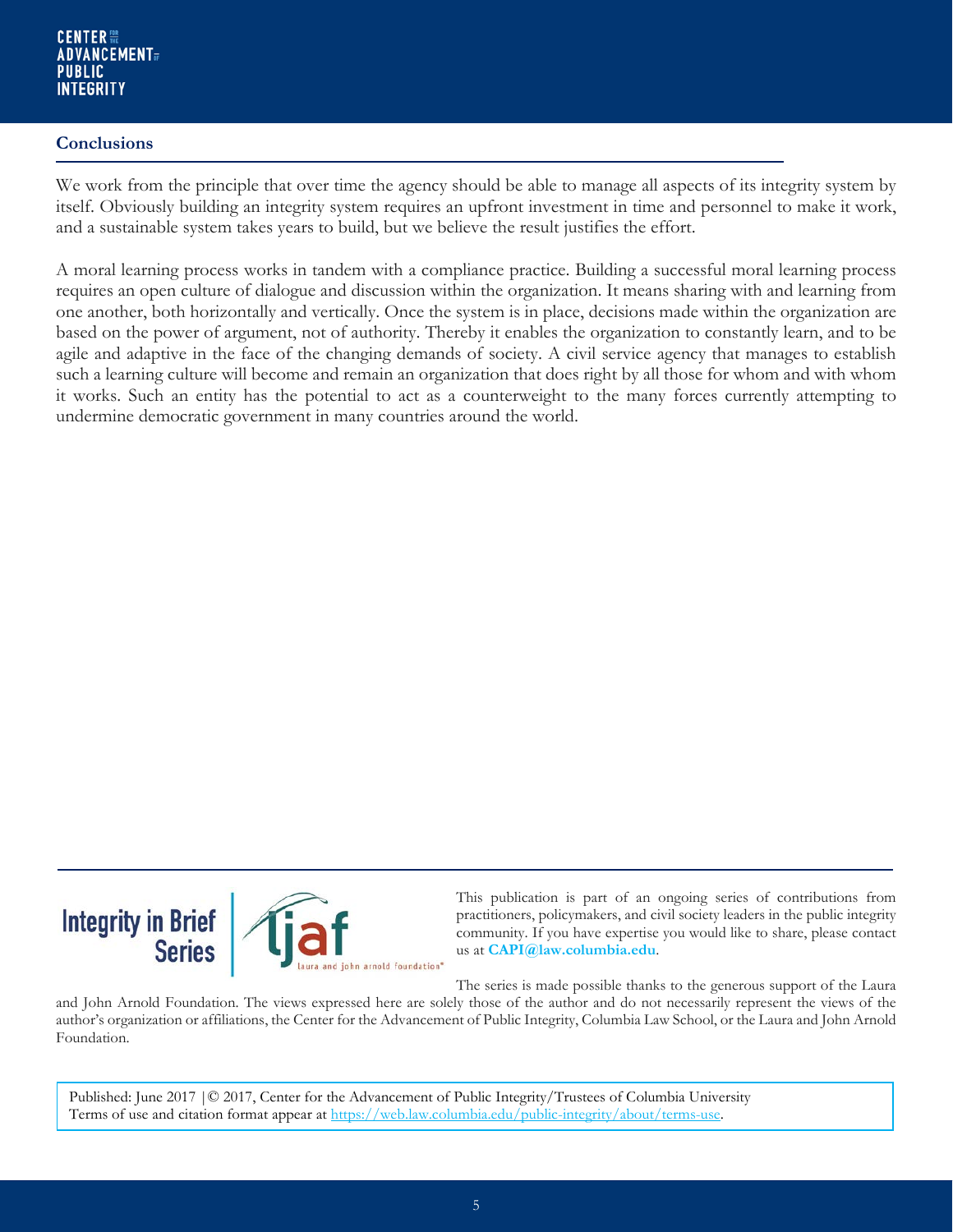## Conclusions

We work from the principle that over time the agency should be able to manage all aspects of its integrity system by itself. Obviously building an integrity system requires an upfront investment in time and personnel to make it work, and a sustainable system takes years to build, but we believe the result justifies the effort.

A moral learning process works in tandem with a compliance practice. Building a successful moral learning process requires an open culture of dialogue and discussion within the organization. It means sharing with and learning from one another, both horizontally and vertically. Once the system is in place, decisions made within the organization are based on the power of argument, not of authority. Thereby it enables the organization to constantly learn, and to be agile and adaptive in the face of the changing demands of society. A civil service agency that manages to establish such a learning culture will become and remain an organization that does right by all those for whom and with whom it works. Such an entity has the potential to act as a counterweight to the many forces currently attempting to undermine democratic government in many countries around the world.

---

Integrity in Brief Series

This publication is part of an ongoing series of contributions from practitioners, policymakers, and civil society leaders in the public integrity community. If you have expertise you would like to share, please contact us at **CAPI@law.columbia.edu**.

The series is made possible thanks to the generous support of the Laura and John Arnold Foundation. The views expressed here are solely those of the author and do not necessarily represent the views of the author's organization or affiliations, the Center for the Advancement of Public Integrity, Columbia Law School, or the Laura and John Arnold Foundation.

Published: June 2017 |© 2017, Center for the Advancement of Public Integrity/Trustees of Columbia University
Terms of use and citation format appear at https://web.law.columbia.edu/public-integrity/about/terms-use.